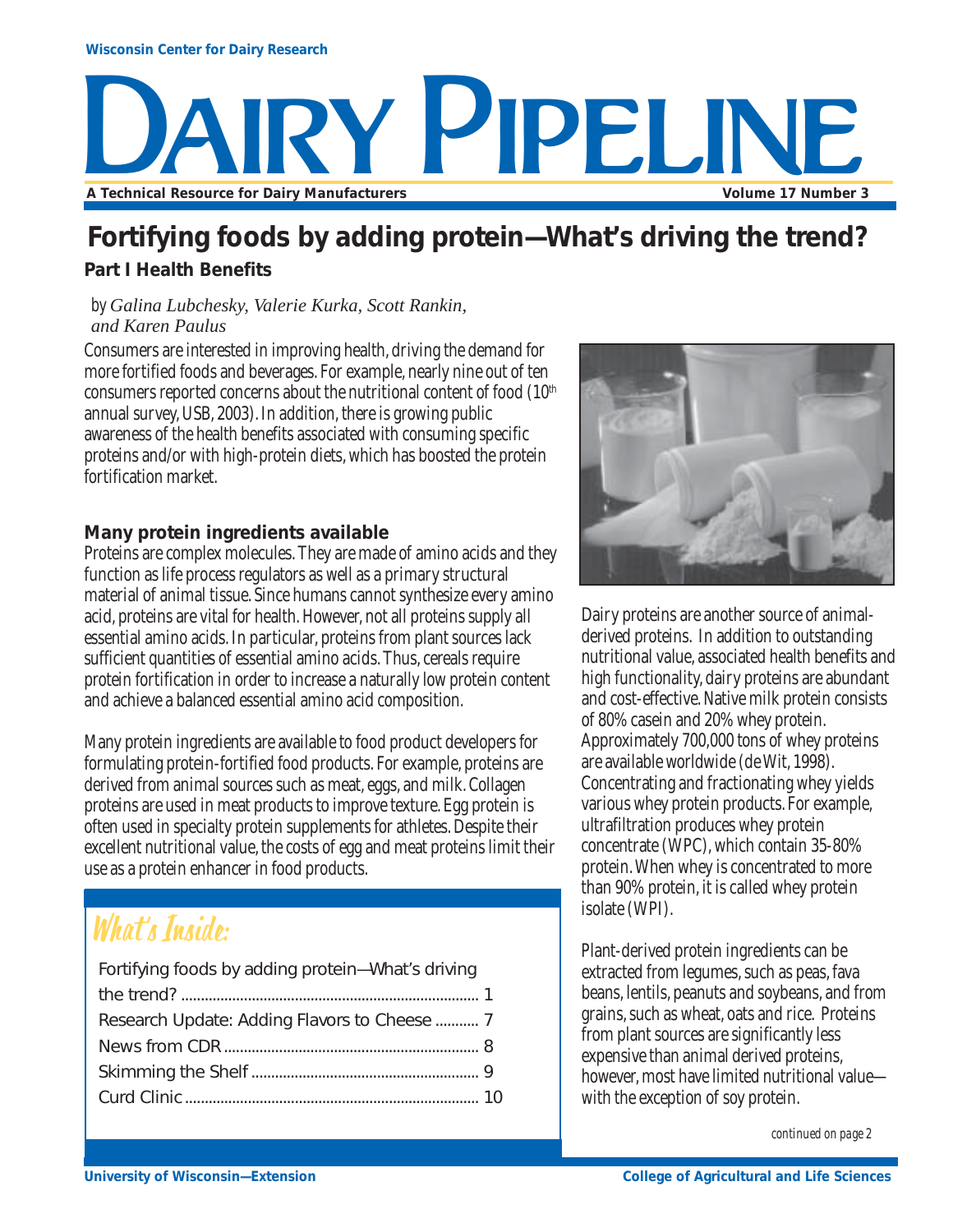Wisconsin Center for Dairy Research

# DAIRY PIPELINE

A Technical Resource for Dairy Manufacturers — Volume 17 Number 3

## Fortifying foods by adding protein—What's driving the trend?

### Part I Health Benefits

*by Galina Lubchesky, Valerie Kurka, Scott Rankin, and Karen Paulus*

Consumers are interested in improving health, driving the demand for more fortified foods and beverages. For example, nearly nine out of ten consumers reported concerns about the nutritional content of food (10th annual survey, USB, 2003). In addition, there is growing public awareness of the health benefits associated with consuming specific proteins and/or with high-protein diets, which has boosted the protein fortification market.

### Many protein ingredients available

Proteins are complex molecules. They are made of amino acids and they function as life process regulators as well as a primary structural material of animal tissue. Since humans cannot synthesize every amino acid, proteins are vital for health. However, not all proteins supply all essential amino acids. In particular, proteins from plant sources lack sufficient quantities of essential amino acids. Thus, cereals require protein fortification in order to increase a naturally low protein content and achieve a balanced essential amino acid composition.

Many protein ingredients are available to food product developers for formulating protein-fortified food products. For example, proteins are derived from animal sources such as meat, eggs, and milk. Collagen proteins are used in meat products to improve texture. Egg protein is often used in specialty protein supplements for athletes. Despite their excellent nutritional value, the costs of egg and meat proteins limit their use as a protein enhancer in food products.

Dairy proteins are another source of animal-derived proteins. In addition to outstanding nutritional value, associated health benefits and high functionality, dairy proteins are abundant and cost-effective. Native milk protein consists of 80% casein and 20% whey protein. Approximately 700,000 tons of whey proteins are available worldwide (de Wit, 1998). Concentrating and fractionating whey yields various whey protein products. For example, ultrafiltration produces whey protein concentrate (WPC), which contain 35-80% protein. When whey is concentrated to more than 90% protein, it is called whey protein isolate (WPI).

Plant-derived protein ingredients can be extracted from legumes, such as peas, fava beans, lentils, peanuts and soybeans, and from grains, such as wheat, oats and rice. Proteins from plant sources are significantly less expensive than animal derived proteins, however, most have limited nutritional value—with the exception of soy protein.

*continued on page 2*

## What's Inside:

- Fortifying foods by adding protein—What's driving the trend? ........ 1
- Research Update: Adding Flavors to Cheese ........ 7
- News from CDR ........ 8
- Skimming the Shelf ........ 9
- Curd Clinic ........ 10

University of Wisconsin—Extension — College of Agricultural and Life Sciences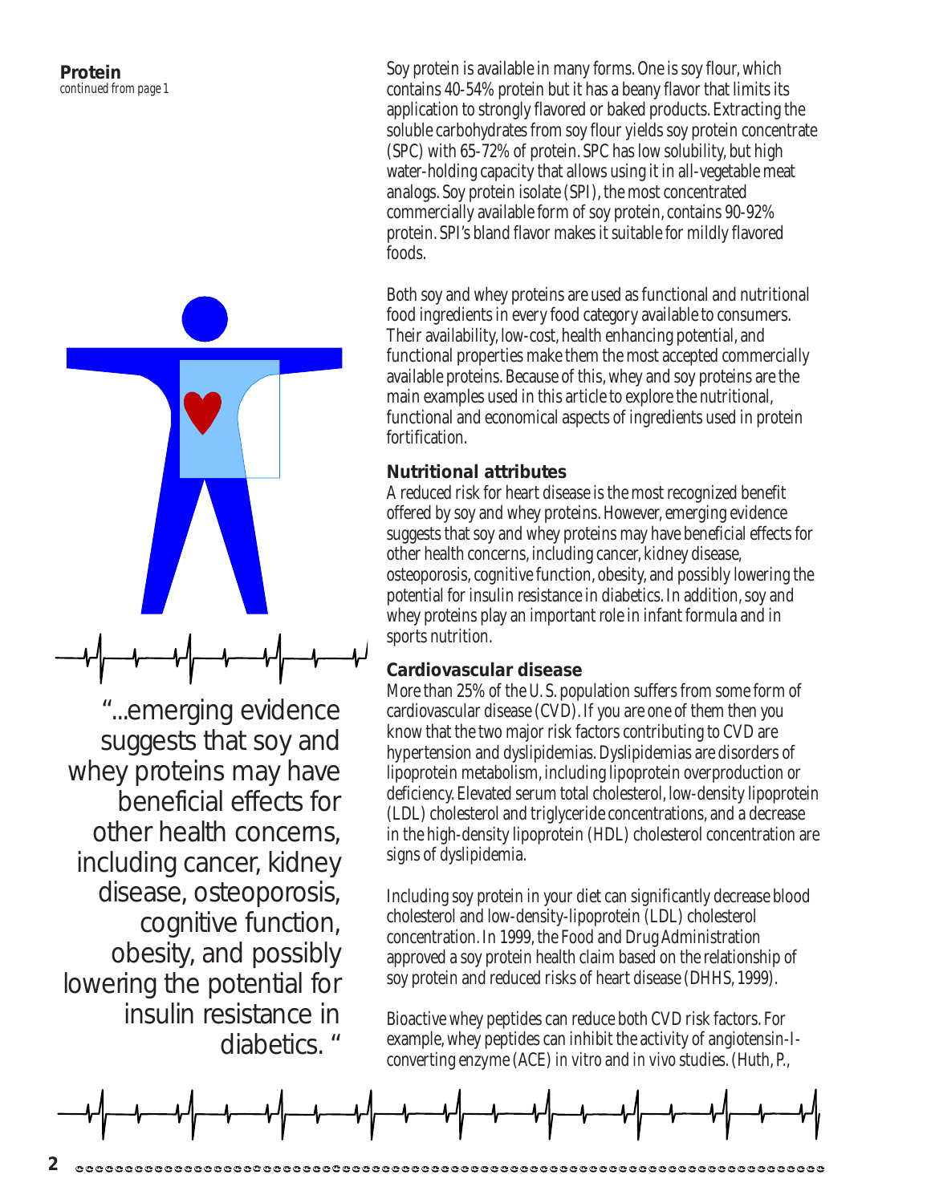**Protein**
*continued from page 1*

Soy protein is available in many forms. One is soy flour, which contains 40-54% protein but it has a beany flavor that limits its application to strongly flavored or baked products. Extracting the soluble carbohydrates from soy flour yields soy protein concentrate (SPC) with 65-72% of protein. SPC has low solubility, but high water-holding capacity that allows using it in all-vegetable meat analogs. Soy protein isolate (SPI), the most concentrated commercially available form of soy protein, contains 90-92% protein. SPI's bland flavor makes it suitable for mildly flavored foods.

Both soy and whey proteins are used as functional and nutritional food ingredients in every food category available to consumers. Their availability, low-cost, health enhancing potential, and functional properties make them the most accepted commercially available proteins. Because of this, whey and soy proteins are the main examples used in this article to explore the nutritional, functional and economical aspects of ingredients used in protein fortification.

### Nutritional attributes

A reduced risk for heart disease is the most recognized benefit offered by soy and whey proteins. However, emerging evidence suggests that soy and whey proteins may have beneficial effects for other health concerns, including cancer, kidney disease, osteoporosis, cognitive function, obesity, and possibly lowering the potential for insulin resistance in diabetics. In addition, soy and whey proteins play an important role in infant formula and in sports nutrition.

> "...emerging evidence suggests that soy and whey proteins may have beneficial effects for other health concerns, including cancer, kidney disease, osteoporosis, cognitive function, obesity, and possibly lowering the potential for insulin resistance in diabetics."

### Cardiovascular disease

More than 25% of the U. S. population suffers from some form of cardiovascular disease (CVD). If you are one of them then you know that the two major risk factors contributing to CVD are hypertension and dyslipidemias. Dyslipidemias are disorders of lipoprotein metabolism, including lipoprotein overproduction or deficiency. Elevated serum total cholesterol, low-density lipoprotein (LDL) cholesterol and triglyceride concentrations, and a decrease in the high-density lipoprotein (HDL) cholesterol concentration are signs of dyslipidemia.

Including soy protein in your diet can significantly decrease blood cholesterol and low-density-lipoprotein (LDL) cholesterol concentration. In 1999, the Food and Drug Administration approved a soy protein health claim based on the relationship of soy protein and reduced risks of heart disease (DHHS, 1999).

Bioactive whey peptides can reduce both CVD risk factors. For example, whey peptides can inhibit the activity of angiotensin-I-converting enzyme (ACE) in vitro and in vivo studies. (Huth, P.,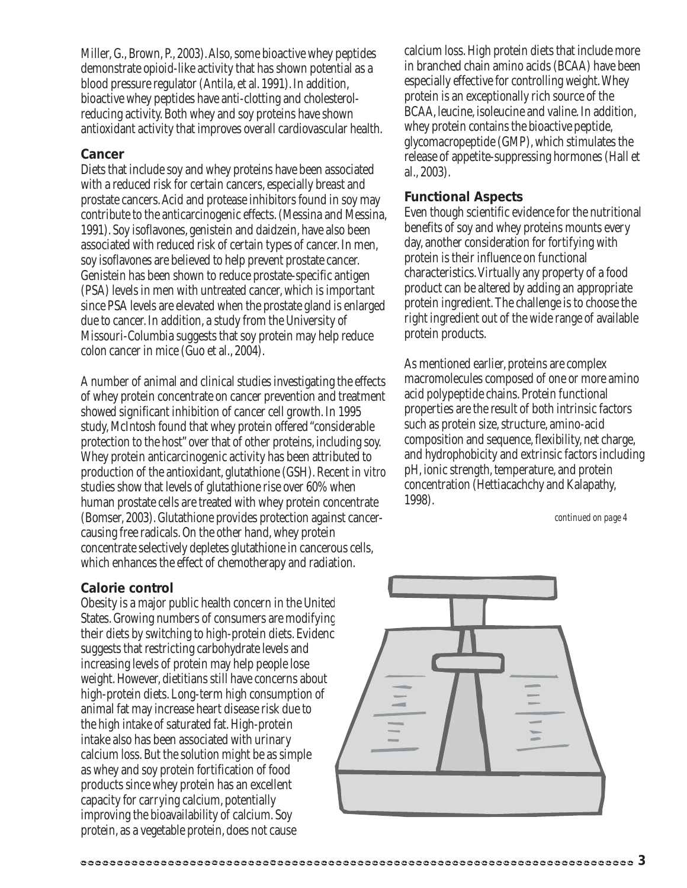Miller, G., Brown, P., 2003). Also, some bioactive whey peptides demonstrate opioid-like activity that has shown potential as a blood pressure regulator (Antila, et al. 1991). In addition, bioactive whey peptides have anti-clotting and cholesterol-reducing activity. Both whey and soy proteins have shown antioxidant activity that improves overall cardiovascular health.

### Cancer

Diets that include soy and whey proteins have been associated with a reduced risk for certain cancers, especially breast and prostate cancers. Acid and protease inhibitors found in soy may contribute to the anticarcinogenic effects. (Messina and Messina, 1991). Soy isoflavones, genistein and daidzein, have also been associated with reduced risk of certain types of cancer. In men, soy isoflavones are believed to help prevent prostate cancer. Genistein has been shown to reduce prostate-specific antigen (PSA) levels in men with untreated cancer, which is important since PSA levels are elevated when the prostate gland is enlarged due to cancer. In addition, a study from the University of Missouri-Columbia suggests that soy protein may help reduce colon cancer in mice (Guo et al., 2004).

A number of animal and clinical studies investigating the effects of whey protein concentrate on cancer prevention and treatment showed significant inhibition of cancer cell growth. In 1995 study, McIntosh found that whey protein offered "considerable protection to the host" over that of other proteins, including soy. Whey protein anticarcinogenic activity has been attributed to production of the antioxidant, glutathione (GSH). Recent *in vitro* studies show that levels of glutathione rise over 60% when human prostate cells are treated with whey protein concentrate (Bomser, 2003). Glutathione provides protection against cancer-causing free radicals. On the other hand, whey protein concentrate selectively depletes glutathione in cancerous cells, which enhances the effect of chemotherapy and radiation.

### Calorie control

Obesity is a major public health concern in the United States. Growing numbers of consumers are modifying their diets by switching to high-protein diets. Evidence suggests that restricting carbohydrate levels and increasing levels of protein may help people lose weight. However, dietitians still have concerns about high-protein diets. Long-term high consumption of animal fat may increase heart disease risk due to the high intake of saturated fat. High-protein intake also has been associated with urinary calcium loss. But the solution might be as simple as whey and soy protein fortification of food products since whey protein has an excellent capacity for carrying calcium, potentially improving the bioavailability of calcium. Soy protein, as a vegetable protein, does not cause calcium loss. High protein diets that include more in branched chain amino acids (BCAA) have been especially effective for controlling weight. Whey protein is an exceptionally rich source of the BCAA, leucine, isoleucine and valine. In addition, whey protein contains the bioactive peptide, glycomacropeptide (GMP), which stimulates the release of appetite-suppressing hormones (Hall et al., 2003).

### Functional Aspects

Even though scientific evidence for the nutritional benefits of soy and whey proteins mounts every day, another consideration for fortifying with protein is their influence on functional characteristics. Virtually any property of a food product can be altered by adding an appropriate protein ingredient. The challenge is to choose the right ingredient out of the wide range of available protein products.

As mentioned earlier, proteins are complex macromolecules composed of one or more amino acid polypeptide chains. Protein functional properties are the result of both intrinsic factors such as protein size, structure, amino-acid composition and sequence, flexibility, net charge, and hydrophobicity and extrinsic factors including pH, ionic strength, temperature, and protein concentration (Hettiacachchy and Kalapathy, 1998).

*continued on page 4*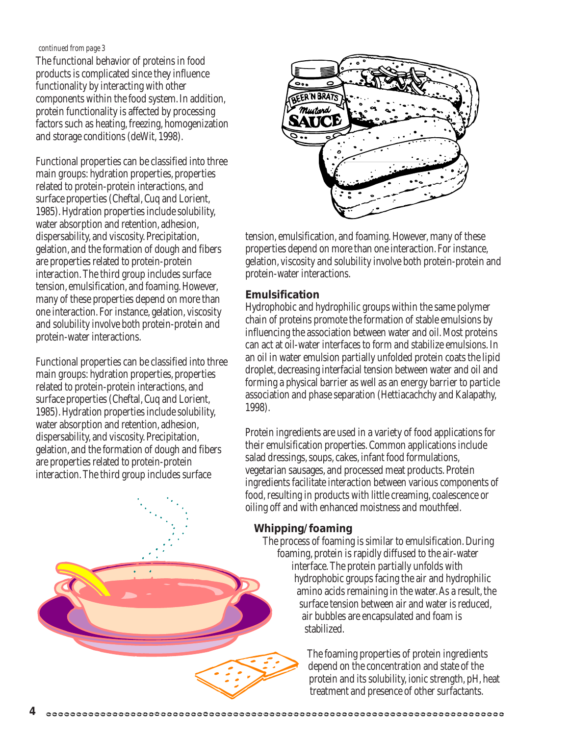*continued from page 3*

The functional behavior of proteins in food products is complicated since they influence functionality by interacting with other components within the food system. In addition, protein functionality is affected by processing factors such as heating, freezing, homogenization and storage conditions (deWit, 1998).

Functional properties can be classified into three main groups: hydration properties, properties related to protein-protein interactions, and surface properties (Cheftal, Cuq and Lorient, 1985). Hydration properties include solubility, water absorption and retention, adhesion, dispersability, and viscosity. Precipitation, gelation, and the formation of dough and fibers are properties related to protein-protein interaction. The third group includes surface tension, emulsification, and foaming. However, many of these properties depend on more than one interaction. For instance, gelation, viscosity and solubility involve both protein-protein and protein-water interactions.

Functional properties can be classified into three main groups: hydration properties, properties related to protein-protein interactions, and surface properties (Cheftal, Cuq and Lorient, 1985). Hydration properties include solubility, water absorption and retention, adhesion, dispersability, and viscosity. Precipitation, gelation, and the formation of dough and fibers are properties related to protein-protein interaction. The third group includes surface tension, emulsification, and foaming. However, many of these properties depend on more than one interaction. For instance, gelation, viscosity and solubility involve both protein-protein and protein-water interactions.

## Emulsification

Hydrophobic and hydrophilic groups within the same polymer chain of proteins promote the formation of stable emulsions by influencing the association between water and oil. Most proteins can act at oil-water interfaces to form and stabilize emulsions. In an oil in water emulsion partially unfolded protein coats the lipid droplet, decreasing interfacial tension between water and oil and forming a physical barrier as well as an energy barrier to particle association and phase separation (Hettiacachchy and Kalapathy, 1998).

Protein ingredients are used in a variety of food applications for their emulsification properties. Common applications include salad dressings, soups, cakes, infant food formulations, vegetarian sausages, and processed meat products. Protein ingredients facilitate interaction between various components of food, resulting in products with little creaming, coalescence or oiling off and with enhanced moistness and mouthfeel.

## Whipping/foaming

The process of foaming is similar to emulsification. During foaming, protein is rapidly diffused to the air-water interface. The protein partially unfolds with hydrophobic groups facing the air and hydrophilic amino acids remaining in the water. As a result, the surface tension between air and water is reduced, air bubbles are encapsulated and foam is stabilized.

The foaming properties of protein ingredients depend on the concentration and state of the protein and its solubility, ionic strength, pH, heat treatment and presence of other surfactants.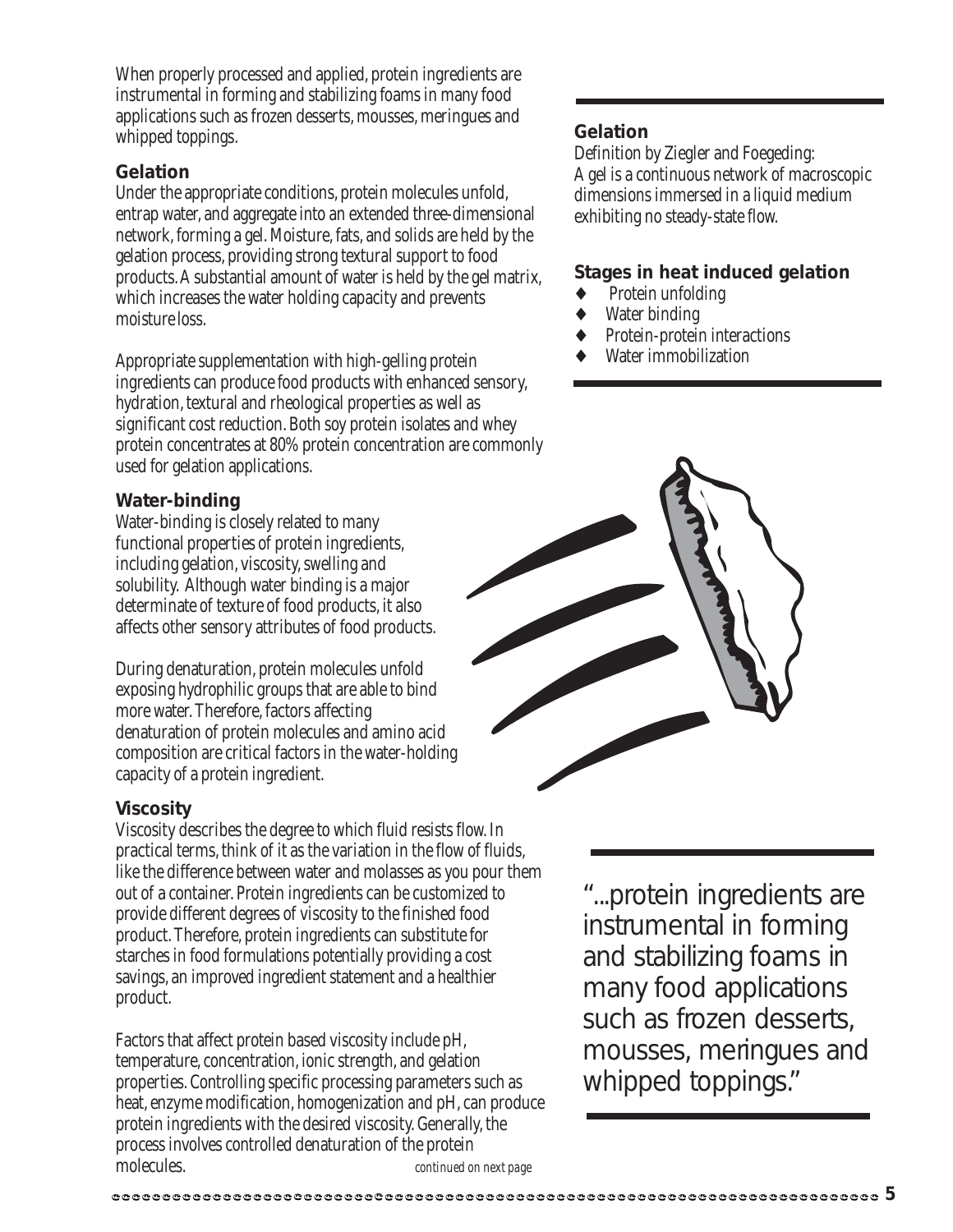When properly processed and applied, protein ingredients are instrumental in forming and stabilizing foams in many food applications such as frozen desserts, mousses, meringues and whipped toppings.

### Gelation

Under the appropriate conditions, protein molecules unfold, entrap water, and aggregate into an extended three-dimensional network, forming a gel. Moisture, fats, and solids are held by the gelation process, providing strong textural support to food products. A substantial amount of water is held by the gel matrix, which increases the water holding capacity and prevents moisture loss.

Appropriate supplementation with high-gelling protein ingredients can produce food products with enhanced sensory, hydration, textural and rheological properties as well as significant cost reduction. Both soy protein isolates and whey protein concentrates at 80% protein concentration are commonly used for gelation applications.

### Water-binding

Water-binding is closely related to many functional properties of protein ingredients, including gelation, viscosity, swelling and solubility. Although water binding is a major determinate of texture of food products, it also affects other sensory attributes of food products.

During denaturation, protein molecules unfold exposing hydrophilic groups that are able to bind more water. Therefore, factors affecting denaturation of protein molecules and amino acid composition are critical factors in the water-holding capacity of a protein ingredient.

### Viscosity

Viscosity describes the degree to which fluid resists flow. In practical terms, think of it as the variation in the flow of fluids, like the difference between water and molasses as you pour them out of a container. Protein ingredients can be customized to provide different degrees of viscosity to the finished food product. Therefore, protein ingredients can substitute for starches in food formulations potentially providing a cost savings, an improved ingredient statement and a healthier product.

Factors that affect protein based viscosity include pH, temperature, concentration, ionic strength, and gelation properties. Controlling specific processing parameters such as heat, enzyme modification, homogenization and pH, can produce protein ingredients with the desired viscosity. Generally, the process involves controlled denaturation of the protein molecules.

*continued on next page*

---

### Gelation

*Definition by Ziegler and Foegeding:*
*A gel is a continuous network of macroscopic dimensions immersed in a liquid medium exhibiting no steady-state flow.*

### Stages in heat induced gelation

- Protein unfolding
- Water binding
- Protein-protein interactions
- Water immobilization

---

"...protein ingredients are instrumental in forming and stabilizing foams in many food applications such as frozen desserts, mousses, meringues and whipped toppings."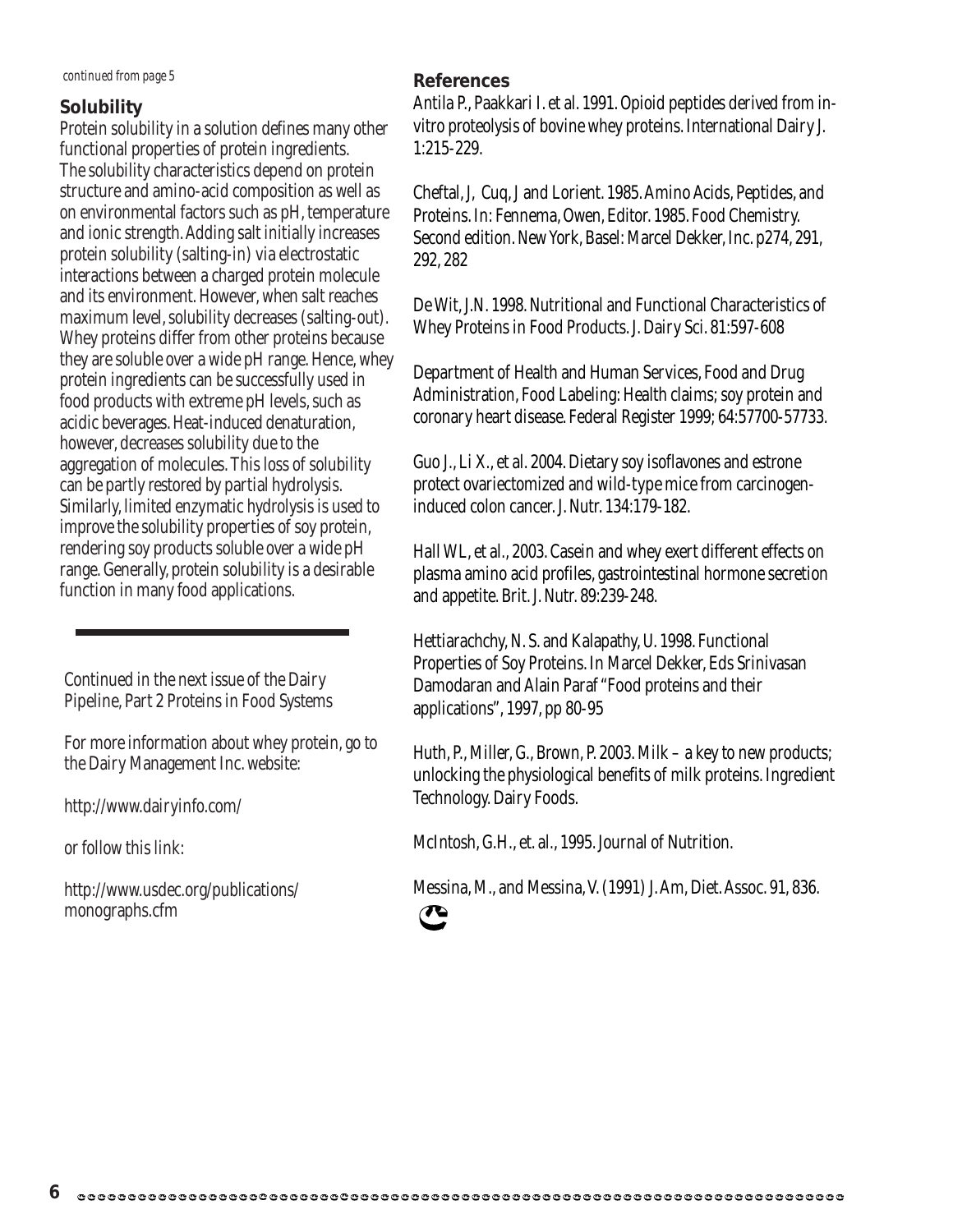*continued from page 5*

### Solubility

Protein solubility in a solution defines many other functional properties of protein ingredients. The solubility characteristics depend on protein structure and amino-acid composition as well as on environmental factors such as pH, temperature and ionic strength. Adding salt initially increases protein solubility (salting-in) via electrostatic interactions between a charged protein molecule and its environment. However, when salt reaches maximum level, solubility decreases (salting-out). Whey proteins differ from other proteins because they are soluble over a wide pH range. Hence, whey protein ingredients can be successfully used in food products with extreme pH levels, such as acidic beverages. Heat-induced denaturation, however, decreases solubility due to the aggregation of molecules. This loss of solubility can be partly restored by partial hydrolysis. Similarly, limited enzymatic hydrolysis is used to improve the solubility properties of soy protein, rendering soy products soluble over a wide pH range. Generally, protein solubility is a desirable function in many food applications.

---

Continued in the next issue of the Dairy Pipeline, Part 2 Proteins in Food Systems

For more information about whey protein, go to the Dairy Management Inc. website:

http://www.dairyinfo.com/

or follow this link:

http://www.usdec.org/publications/monographs.cfm

### References

Antila P., Paakkari I. et al. 1991. Opioid peptides derived from in-vitro proteolysis of bovine whey proteins. International Dairy J. 1:215-229.

Cheftal, J, Cuq, J and Lorient. 1985. Amino Acids, Peptides, and Proteins. In: Fennema, Owen, Editor. 1985. Food Chemistry. Second edition. New York, Basel: Marcel Dekker, Inc. p274, 291, 292, 282

De Wit, J.N. 1998. Nutritional and Functional Characteristics of Whey Proteins in Food Products. J. Dairy Sci. 81:597-608

Department of Health and Human Services, Food and Drug Administration, Food Labeling: Health claims; soy protein and coronary heart disease. Federal Register 1999; 64:57700-57733.

Guo J., Li X., et al. 2004. Dietary soy isoflavones and estrone protect ovariectomized and wild-type mice from carcinogen-induced colon cancer. J. Nutr. 134:179-182.

Hall WL, et al., 2003. Casein and whey exert different effects on plasma amino acid profiles, gastrointestinal hormone secretion and appetite. Brit. J. Nutr. 89:239-248.

Hettiarachchy, N. S. and Kalapathy, U. 1998. Functional Properties of Soy Proteins. In Marcel Dekker, Eds Srinivasan Damodaran and Alain Paraf "Food proteins and their applications", 1997, pp 80-95

Huth, P., Miller, G., Brown, P. 2003. Milk – a key to new products; unlocking the physiological benefits of milk proteins. Ingredient Technology. Dairy Foods.

McIntosh, G.H., et. al., 1995. Journal of Nutrition.

Messina, M., and Messina, V. (1991) J. Am, Diet. Assoc. 91, 836.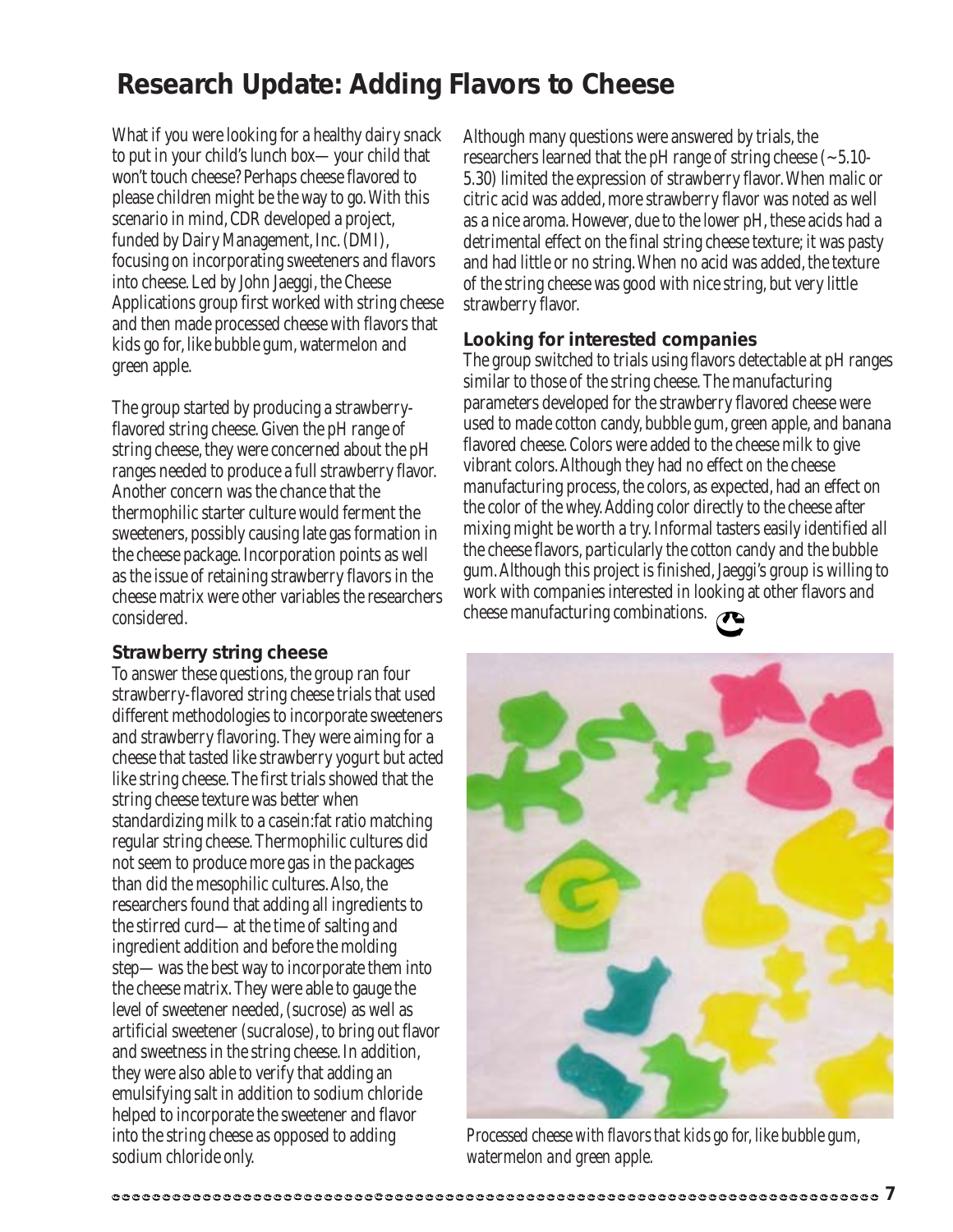# Research Update: Adding Flavors to Cheese

What if you were looking for a healthy dairy snack to put in your child's lunch box—your child that won't touch cheese? Perhaps cheese flavored to please children might be the way to go. With this scenario in mind, CDR developed a project, funded by Dairy Management, Inc. (DMI), focusing on incorporating sweeteners and flavors into cheese. Led by John Jaeggi, the Cheese Applications group first worked with string cheese and then made processed cheese with flavors that kids go for, like bubble gum, watermelon and green apple.

The group started by producing a strawberry-flavored string cheese. Given the pH range of string cheese, they were concerned about the pH ranges needed to produce a full strawberry flavor. Another concern was the chance that the thermophilic starter culture would ferment the sweeteners, possibly causing late gas formation in the cheese package. Incorporation points as well as the issue of retaining strawberry flavors in the cheese matrix were other variables the researchers considered.

## Strawberry string cheese

To answer these questions, the group ran four strawberry-flavored string cheese trials that used different methodologies to incorporate sweeteners and strawberry flavoring. They were aiming for a cheese that tasted like strawberry yogurt but acted like string cheese. The first trials showed that the string cheese texture was better when standardizing milk to a casein:fat ratio matching regular string cheese. Thermophilic cultures did not seem to produce more gas in the packages than did the mesophilic cultures. Also, the researchers found that adding all ingredients to the stirred curd—at the time of salting and ingredient addition and before the molding step—was the best way to incorporate them into the cheese matrix. They were able to gauge the level of sweetener needed, (sucrose) as well as artificial sweetener (sucralose), to bring out flavor and sweetness in the string cheese. In addition, they were also able to verify that adding an emulsifying salt in addition to sodium chloride helped to incorporate the sweetener and flavor into the string cheese as opposed to adding sodium chloride only.

Although many questions were answered by trials, the researchers learned that the pH range of string cheese (~5.10-5.30) limited the expression of strawberry flavor. When malic or citric acid was added, more strawberry flavor was noted as well as a nice aroma. However, due to the lower pH, these acids had a detrimental effect on the final string cheese texture; it was pasty and had little or no string. When no acid was added, the texture of the string cheese was good with nice string, but very little strawberry flavor.

## Looking for interested companies

The group switched to trials using flavors detectable at pH ranges similar to those of the string cheese. The manufacturing parameters developed for the strawberry flavored cheese were used to made cotton candy, bubble gum, green apple, and banana flavored cheese. Colors were added to the cheese milk to give vibrant colors. Although they had no effect on the cheese manufacturing process, the colors, as expected, had an effect on the color of the whey. Adding color directly to the cheese after mixing might be worth a try. Informal tasters easily identified all the cheese flavors, particularly the cotton candy and the bubble gum. Although this project is finished, Jaeggi's group is willing to work with companies interested in looking at other flavors and cheese manufacturing combinations.

*Processed cheese with flavors that kids go for, like bubble gum, watermelon and green apple.*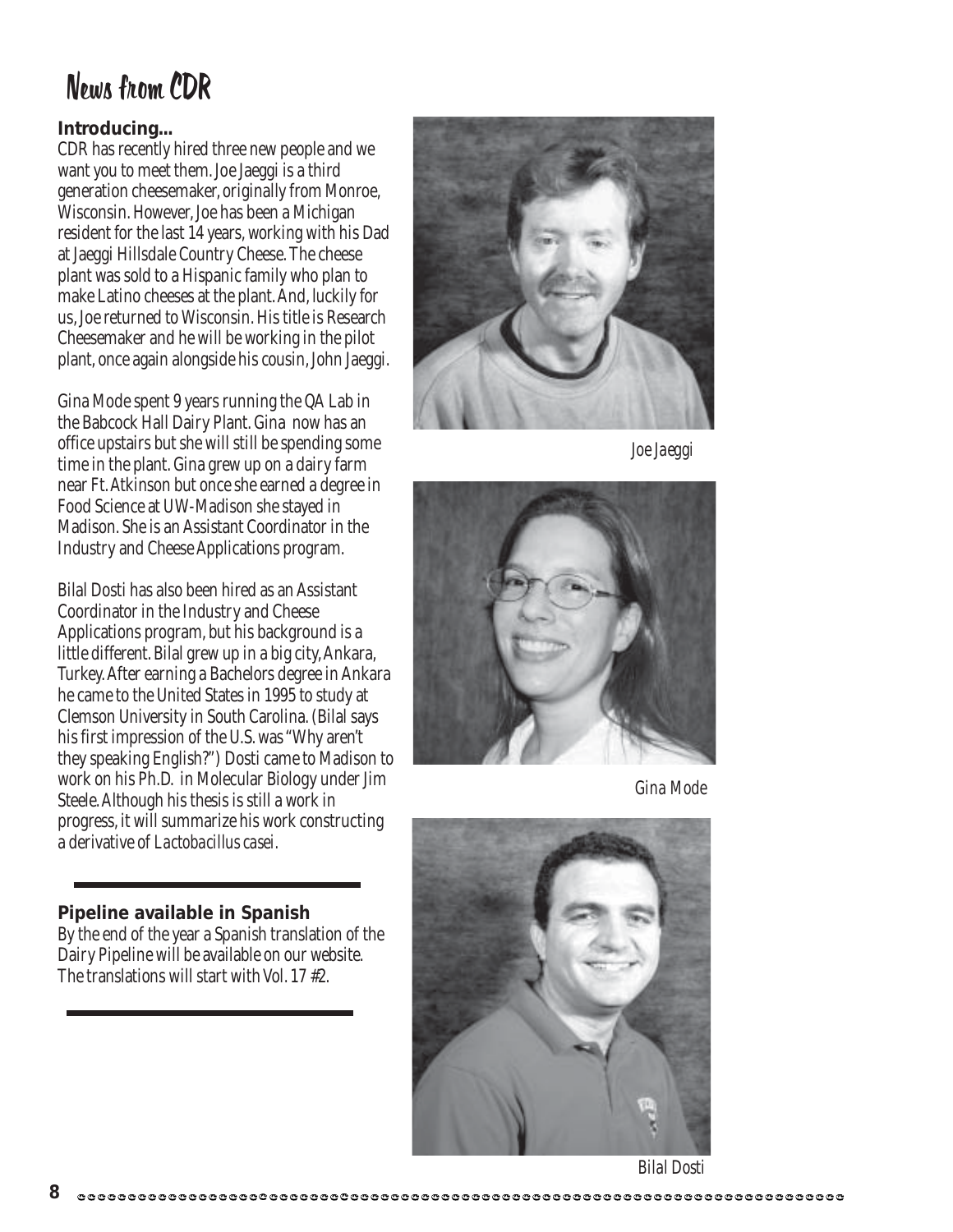# News from CDR

**Introducing...**

CDR has recently hired three new people and we want you to meet them. Joe Jaeggi is a third generation cheesemaker, originally from Monroe, Wisconsin. However, Joe has been a Michigan resident for the last 14 years, working with his Dad at Jaeggi Hillsdale Country Cheese. The cheese plant was sold to a Hispanic family who plan to make Latino cheeses at the plant. And, luckily for us, Joe returned to Wisconsin. His title is Research Cheesemaker and he will be working in the pilot plant, once again alongside his cousin, John Jaeggi.

Gina Mode spent 9 years running the QA Lab in the Babcock Hall Dairy Plant. Gina now has an office upstairs but she will still be spending some time in the plant. Gina grew up on a dairy farm near Ft. Atkinson but once she earned a degree in Food Science at UW-Madison she stayed in Madison. She is an Assistant Coordinator in the Industry and Cheese Applications program.

Bilal Dosti has also been hired as an Assistant Coordinator in the Industry and Cheese Applications program, but his background is a little different. Bilal grew up in a big city, Ankara, Turkey. After earning a Bachelors degree in Ankara he came to the United States in 1995 to study at Clemson University in South Carolina. (Bilal says his first impression of the U.S. was "Why aren't they speaking English?") Dosti came to Madison to work on his Ph.D. in Molecular Biology under Jim Steele. Although his thesis is still a work in progress, it will summarize his work constructing a derivative of *Lactobacillus casei*.

*Joe Jaeggi*

*Gina Mode*

*Bilal Dosti*

**Pipeline available in Spanish**

By the end of the year a Spanish translation of the Dairy Pipeline will be available on our website. The translations will start with Vol. 17 #2.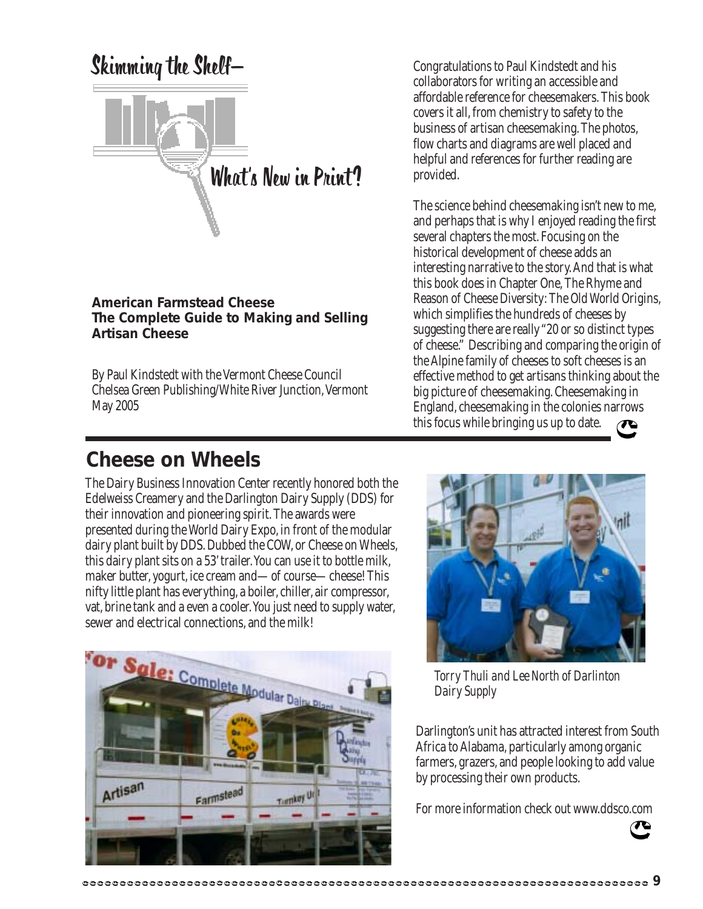# Skimming the Shelf—What's New in Print?

**American Farmstead Cheese**
**The Complete Guide to Making and Selling Artisan Cheese**

By Paul Kindstedt with the Vermont Cheese Council
Chelsea Green Publishing/White River Junction, Vermont
May 2005

Congratulations to Paul Kindstedt and his collaborators for writing an accessible and affordable reference for cheesemakers. This book covers it all, from chemistry to safety to the business of artisan cheesemaking. The photos, flow charts and diagrams are well placed and helpful and references for further reading are provided.

The science behind cheesemaking isn't new to me, and perhaps that is why I enjoyed reading the first several chapters the most. Focusing on the historical development of cheese adds an interesting narrative to the story. And that is what this book does in Chapter One, The Rhyme and Reason of Cheese Diversity: The Old World Origins, which simplifies the hundreds of cheeses by suggesting there are really "20 or so distinct types of cheese." Describing and comparing the origin of the Alpine family of cheeses to soft cheeses is an effective method to get artisans thinking about the big picture of cheesemaking. Cheesemaking in England, cheesemaking in the colonies narrows this focus while bringing us up to date.

## Cheese on Wheels

The Dairy Business Innovation Center recently honored both the Edelweiss Creamery and the Darlington Dairy Supply (DDS) for their innovation and pioneering spirit. The awards were presented during the World Dairy Expo, in front of the modular dairy plant built by DDS. Dubbed the COW, or Cheese on Wheels, this dairy plant sits on a 53' trailer. You can use it to bottle milk, maker butter, yogurt, ice cream and— of course— cheese! This nifty little plant has everything, a boiler, chiller, air compressor, vat, brine tank and a even a cooler. You just need to supply water, sewer and electrical connections, and the milk!

*Torry Thuli and Lee North of Darlinton Dairy Supply*

Darlington's unit has attracted interest from South Africa to Alabama, particularly among organic farmers, grazers, and people looking to add value by processing their own products.

For more information check out www.ddsco.com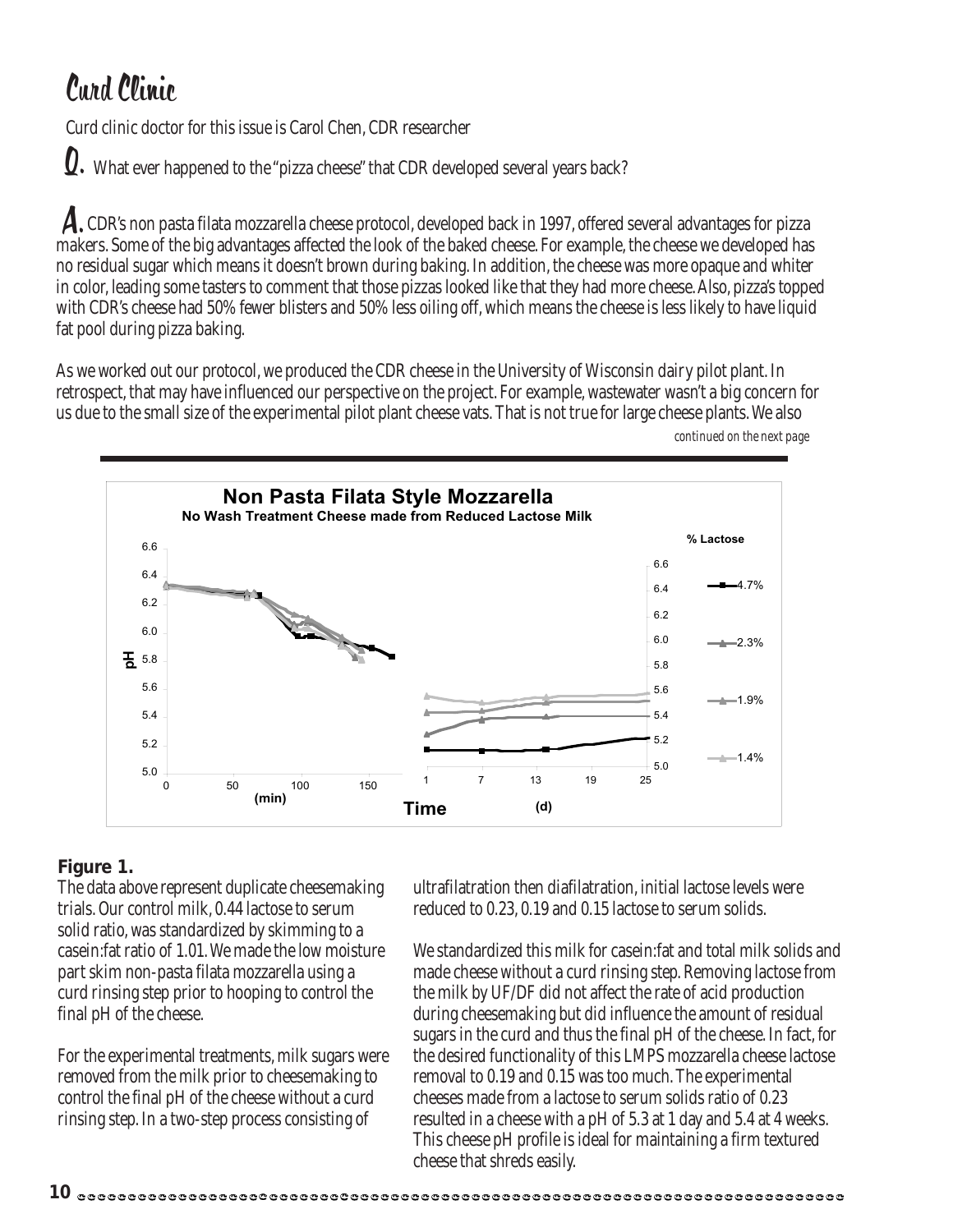# Curd Clinic

Curd clinic doctor for this issue is Carol Chen, CDR researcher

**Q.** What ever happened to the "pizza cheese" that CDR developed several years back?

**A.** CDR's non pasta filata mozzarella cheese protocol, developed back in 1997, offered several advantages for pizza makers. Some of the big advantages affected the look of the baked cheese. For example, the cheese we developed has no residual sugar which means it doesn't brown during baking. In addition, the cheese was more opaque and whiter in color, leading some tasters to comment that those pizzas looked like that they had more cheese. Also, pizza's topped with CDR's cheese had 50% fewer blisters and 50% less oiling off, which means the cheese is less likely to have liquid fat pool during pizza baking.

As we worked out our protocol, we produced the CDR cheese in the University of Wisconsin dairy pilot plant. In retrospect, that may have influenced our perspective on the project. For example, wastewater wasn't a big concern for us due to the small size of the experimental pilot plant cheese vats. That is not true for large cheese plants. We also

*continued on the next page*

**Figure 1.**

The data above represent duplicate cheesemaking trials. Our control milk, 0.44 lactose to serum solid ratio, was standardized by skimming to a casein:fat ratio of 1.01. We made the low moisture part skim non-pasta filata mozzarella using a curd rinsing step prior to hooping to control the final pH of the cheese.

For the experimental treatments, milk sugars were removed from the milk prior to cheesemaking to control the final pH of the cheese without a curd rinsing step. In a two-step process consisting of ultrafilatration then diafilatration, initial lactose levels were reduced to 0.23, 0.19 and 0.15 lactose to serum solids.

We standardized this milk for casein:fat and total milk solids and made cheese without a curd rinsing step. Removing lactose from the milk by UF/DF did not affect the rate of acid production during cheesemaking but did influence the amount of residual sugars in the curd and thus the final pH of the cheese. In fact, for the desired functionality of this LMPS mozzarella cheese lactose removal to 0.19 and 0.15 was too much. The experimental cheeses made from a lactose to serum solids ratio of 0.23 resulted in a cheese with a pH of 5.3 at 1 day and 5.4 at 4 weeks. This cheese pH profile is ideal for maintaining a firm textured cheese that shreds easily.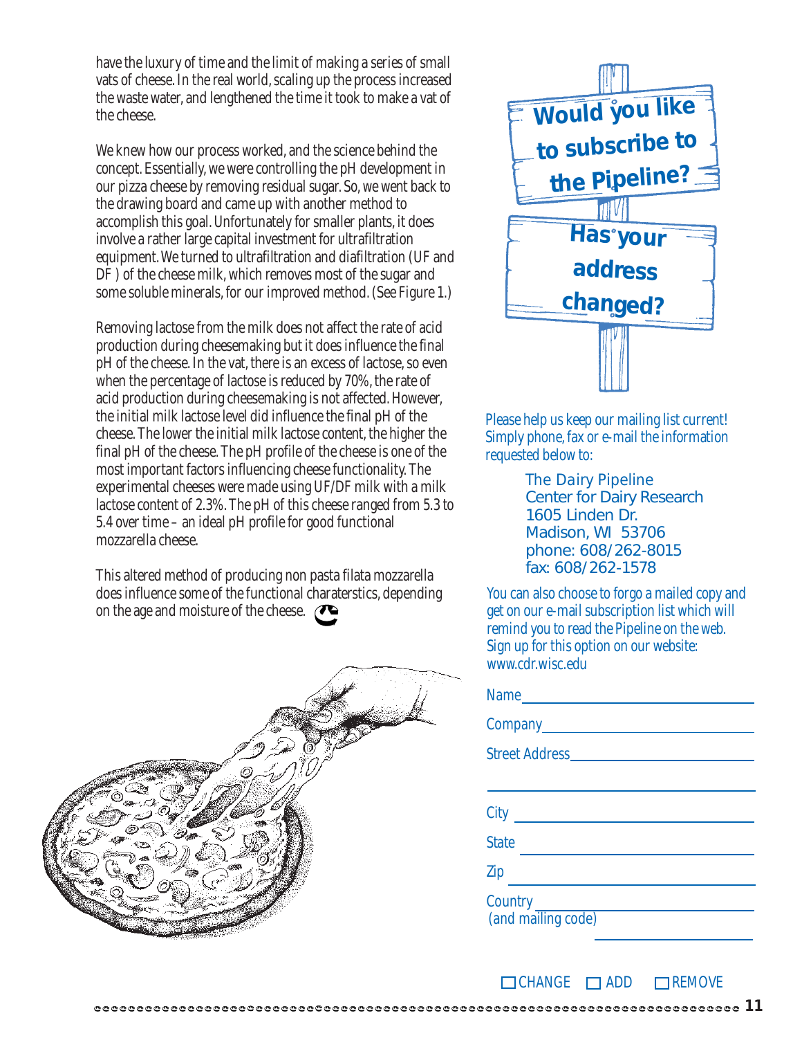have the luxury of time and the limit of making a series of small vats of cheese. In the real world, scaling up the process increased the waste water, and lengthened the time it took to make a vat of the cheese.

We knew how our process worked, and the science behind the concept. Essentially, we were controlling the pH development in our pizza cheese by removing residual sugar. So, we went back to the drawing board and came up with another method to accomplish this goal. Unfortunately for smaller plants, it does involve a rather large capital investment for ultrafiltration equipment. We turned to ultrafiltration and diafiltration (UF and DF ) of the cheese milk, which removes most of the sugar and some soluble minerals, for our improved method. (See Figure 1.)

Removing lactose from the milk does not affect the rate of acid production during cheesemaking but it does influence the final pH of the cheese. In the vat, there is an excess of lactose, so even when the percentage of lactose is reduced by 70%, the rate of acid production during cheesemaking is not affected. However, the initial milk lactose level did influence the final pH of the cheese. The lower the initial milk lactose content, the higher the final pH of the cheese. The pH profile of the cheese is one of the most important factors influencing cheese functionality. The experimental cheeses were made using UF/DF milk with a milk lactose content of 2.3%. The pH of this cheese ranged from 5.3 to 5.4 over time – an ideal pH profile for good functional mozzarella cheese.

This altered method of producing non pasta filata mozzarella does influence some of the functional charaterstics, depending on the age and moisture of the cheese.

**Would you like to subscribe to the Pipeline?**

**Has your address changed?**

Please help us keep our mailing list current! Simply phone, fax or e-mail the information requested below to:

The Dairy Pipeline
Center for Dairy Research
1605 Linden Dr.
Madison, WI 53706
phone: 608/262-8015
fax: 608/262-1578

You can also choose to forgo a mailed copy and get on our e-mail subscription list which will remind you to read the Pipeline on the web. Sign up for this option on our website: www.cdr.wisc.edu

Name ____________________

Company ____________________

Street Address ____________________

____________________

City ____________________

State ____________________

Zip ____________________

Country (and mailing code) ____________________

☐ CHANGE ☐ ADD ☐ REMOVE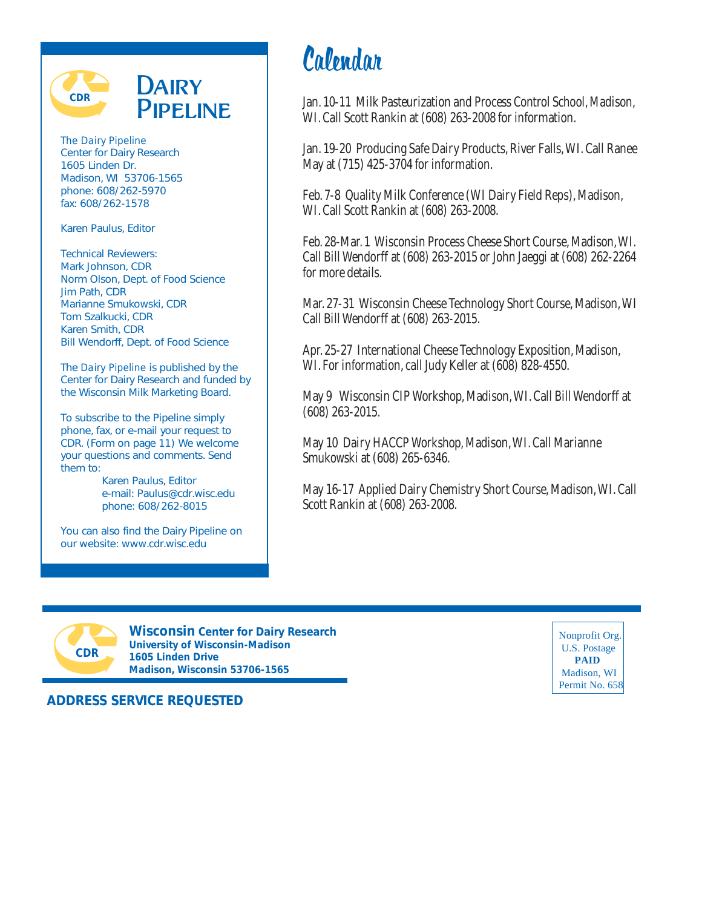# Dairy Pipeline

The Dairy Pipeline
Center for Dairy Research
1605 Linden Dr.
Madison, WI 53706-1565
phone: 608/262-5970
fax: 608/262-1578

Karen Paulus, Editor

Technical Reviewers:
Mark Johnson, CDR
Norm Olson, Dept. of Food Science
Jim Path, CDR
Marianne Smukowski, CDR
Tom Szalkucki, CDR
Karen Smith, CDR
Bill Wendorff, Dept. of Food Science

The *Dairy Pipeline* is published by the Center for Dairy Research and funded by the Wisconsin Milk Marketing Board.

To subscribe to the Pipeline simply phone, fax, or e-mail your request to CDR. (Form on page 11) We welcome your questions and comments. Send them to:

Karen Paulus, Editor
e-mail: Paulus@cdr.wisc.edu
phone: 608/262-8015

You can also find the Dairy Pipeline on our website: www.cdr.wisc.edu

# Calendar

Jan. 10-11 Milk Pasteurization and Process Control School, Madison, WI. Call Scott Rankin at (608) 263-2008 for information.

Jan. 19-20 Producing Safe Dairy Products, River Falls, WI. Call Ranee May at (715) 425-3704 for information.

Feb. 7-8 Quality Milk Conference (WI Dairy Field Reps), Madison, WI. Call Scott Rankin at (608) 263-2008.

Feb. 28-Mar. 1 Wisconsin Process Cheese Short Course, Madison, WI. Call Bill Wendorff at (608) 263-2015 or John Jaeggi at (608) 262-2264 for more details.

Mar. 27-31 Wisconsin Cheese Technology Short Course, Madison, WI Call Bill Wendorff at (608) 263-2015.

Apr. 25-27 International Cheese Technology Exposition, Madison, WI. For information, call Judy Keller at (608) 828-4550.

May 9 Wisconsin CIP Workshop, Madison, WI. Call Bill Wendorff at (608) 263-2015.

May 10 Dairy HACCP Workshop, Madison, WI. Call Marianne Smukowski at (608) 265-6346.

May 16-17 Applied Dairy Chemistry Short Course, Madison, WI. Call Scott Rankin at (608) 263-2008.

**Wisconsin Center for Dairy Research**
**University of Wisconsin-Madison**
**1605 Linden Drive**
**Madison, Wisconsin 53706-1565**

**ADDRESS SERVICE REQUESTED**

Nonprofit Org.
U.S. Postage
**PAID**
Madison, WI
Permit No. 658